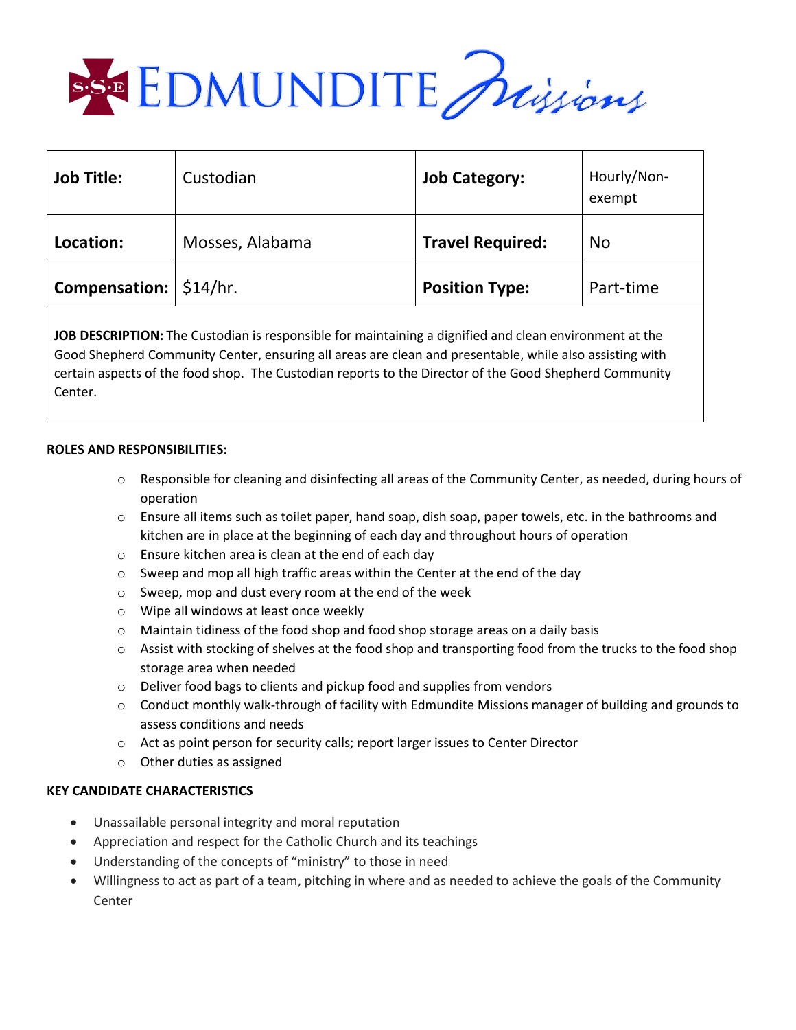# S·S·E EDMUNDITE Missions

| Job Title: | Custodian | Job Category: | Hourly/Non-exempt |
|---|---|---|---|
| Location: | Mosses, Alabama | Travel Required: | No |
| Compensation: | $14/hr. | Position Type: | Part-time |

**JOB DESCRIPTION:** The Custodian is responsible for maintaining a dignified and clean environment at the Good Shepherd Community Center, ensuring all areas are clean and presentable, while also assisting with certain aspects of the food shop. The Custodian reports to the Director of the Good Shepherd Community Center.

**ROLES AND RESPONSIBILITIES:**

- Responsible for cleaning and disinfecting all areas of the Community Center, as needed, during hours of operation
- Ensure all items such as toilet paper, hand soap, dish soap, paper towels, etc. in the bathrooms and kitchen are in place at the beginning of each day and throughout hours of operation
- Ensure kitchen area is clean at the end of each day
- Sweep and mop all high traffic areas within the Center at the end of the day
- Sweep, mop and dust every room at the end of the week
- Wipe all windows at least once weekly
- Maintain tidiness of the food shop and food shop storage areas on a daily basis
- Assist with stocking of shelves at the food shop and transporting food from the trucks to the food shop storage area when needed
- Deliver food bags to clients and pickup food and supplies from vendors
- Conduct monthly walk-through of facility with Edmundite Missions manager of building and grounds to assess conditions and needs
- Act as point person for security calls; report larger issues to Center Director
- Other duties as assigned

**KEY CANDIDATE CHARACTERISTICS**

- Unassailable personal integrity and moral reputation
- Appreciation and respect for the Catholic Church and its teachings
- Understanding of the concepts of "ministry" to those in need
- Willingness to act as part of a team, pitching in where and as needed to achieve the goals of the Community Center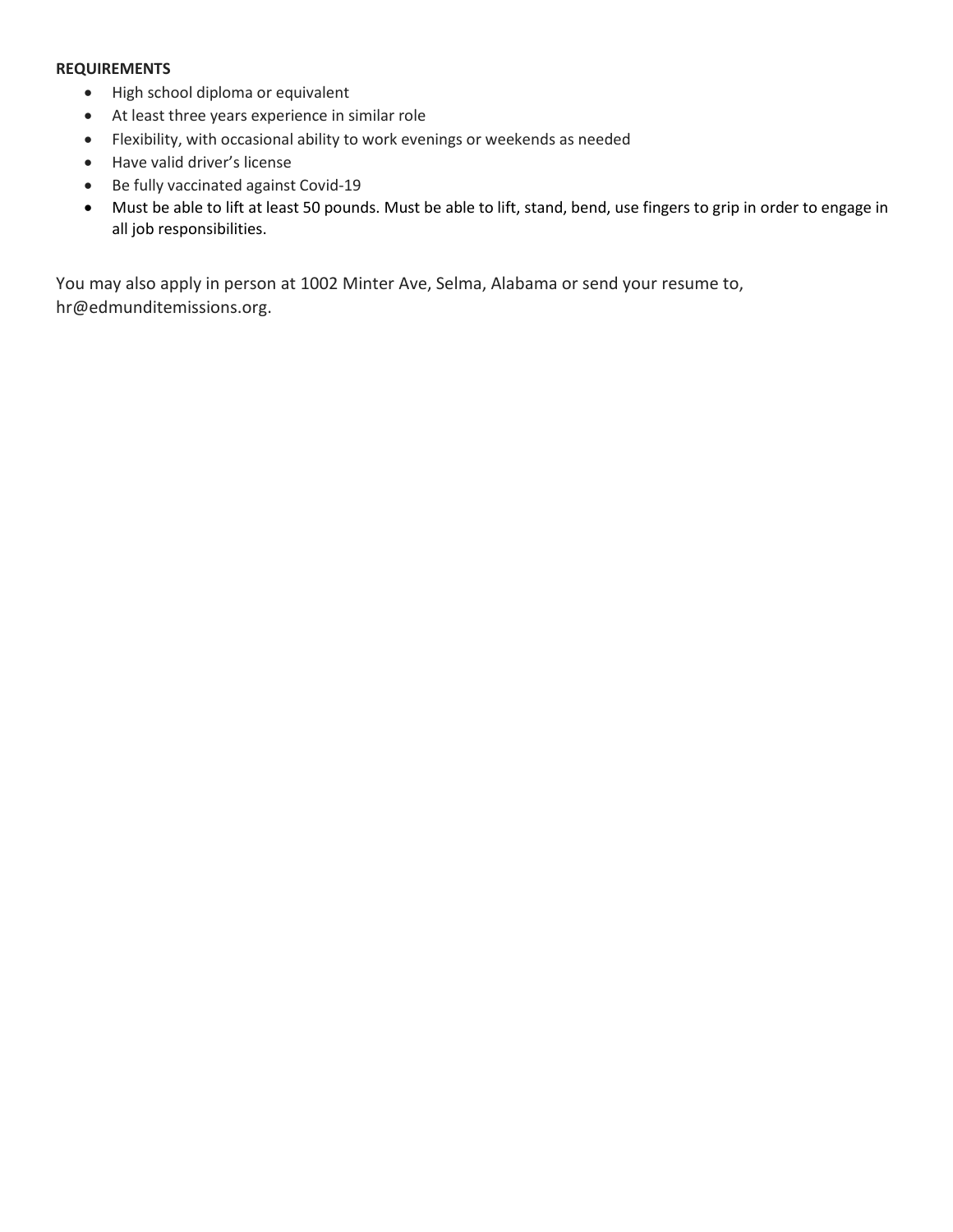**REQUIREMENTS**

- High school diploma or equivalent
- At least three years experience in similar role
- Flexibility, with occasional ability to work evenings or weekends as needed
- Have valid driver's license
- Be fully vaccinated against Covid-19
- Must be able to lift at least 50 pounds. Must be able to lift, stand, bend, use fingers to grip in order to engage in all job responsibilities.

You may also apply in person at 1002 Minter Ave, Selma, Alabama or send your resume to, hr@edmunditemissions.org.